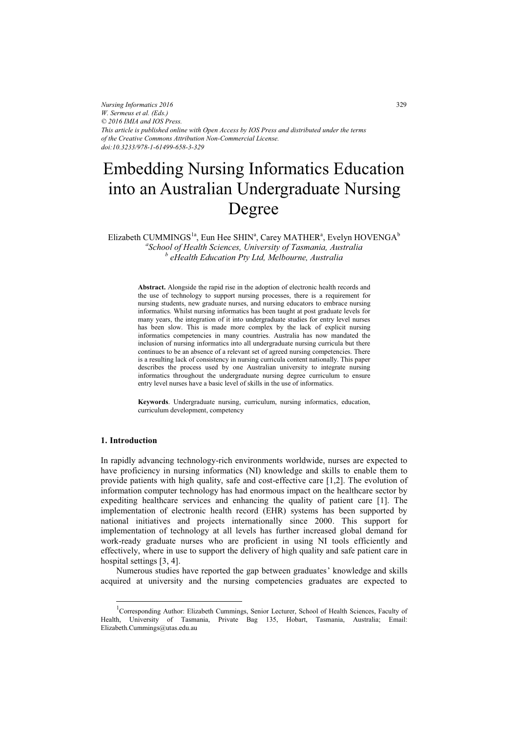*Nursing Informatics 2016*
*W. Sermeus et al. (Eds.)*
*© 2016 IMIA and IOS Press.*
*This article is published online with Open Access by IOS Press and distributed under the terms of the Creative Commons Attribution Non-Commercial License.*
*doi:10.3233/978-1-61499-658-3-329*

# Embedding Nursing Informatics Education into an Australian Undergraduate Nursing Degree

Elizabeth CUMMINGS[1a], Eun Hee SHIN[a], Carey MATHER[a], Evelyn HOVENGA[b]

[a] *School of Health Sciences, University of Tasmania, Australia*
[b] *eHealth Education Pty Ltd, Melbourne, Australia*

**Abstract.** Alongside the rapid rise in the adoption of electronic health records and the use of technology to support nursing processes, there is a requirement for nursing students, new graduate nurses, and nursing educators to embrace nursing informatics. Whilst nursing informatics has been taught at post graduate levels for many years, the integration of it into undergraduate studies for entry level nurses has been slow. This is made more complex by the lack of explicit nursing informatics competencies in many countries. Australia has now mandated the inclusion of nursing informatics into all undergraduate nursing curricula but there continues to be an absence of a relevant set of agreed nursing competencies. There is a resulting lack of consistency in nursing curricula content nationally. This paper describes the process used by one Australian university to integrate nursing informatics throughout the undergraduate nursing degree curriculum to ensure entry level nurses have a basic level of skills in the use of informatics.

**Keywords**. Undergraduate nursing, curriculum, nursing informatics, education, curriculum development, competency

## 1. Introduction

In rapidly advancing technology-rich environments worldwide, nurses are expected to have proficiency in nursing informatics (NI) knowledge and skills to enable them to provide patients with high quality, safe and cost-effective care [1,2]. The evolution of information computer technology has had enormous impact on the healthcare sector by expediting healthcare services and enhancing the quality of patient care [1]. The implementation of electronic health record (EHR) systems has been supported by national initiatives and projects internationally since 2000. This support for implementation of technology at all levels has further increased global demand for work-ready graduate nurses who are proficient in using NI tools efficiently and effectively, where in use to support the delivery of high quality and safe patient care in hospital settings [3, 4].

Numerous studies have reported the gap between graduates' knowledge and skills acquired at university and the nursing competencies graduates are expected to

[1] Corresponding Author: Elizabeth Cummings, Senior Lecturer, School of Health Sciences, Faculty of Health, University of Tasmania, Private Bag 135, Hobart, Tasmania, Australia; Email: Elizabeth.Cummings@utas.edu.au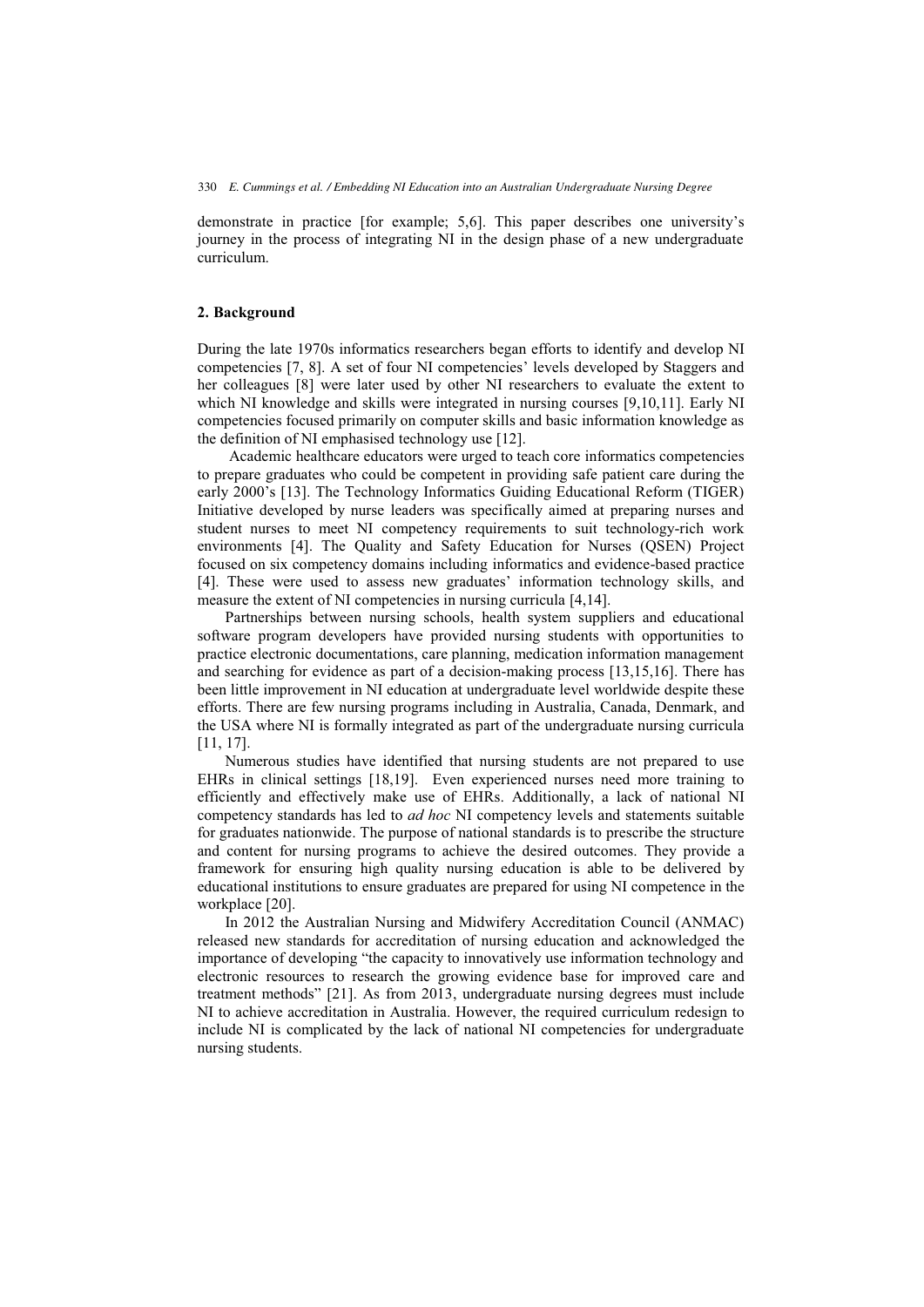demonstrate in practice [for example; 5,6]. This paper describes one university's journey in the process of integrating NI in the design phase of a new undergraduate curriculum.

## 2. Background

During the late 1970s informatics researchers began efforts to identify and develop NI competencies [7, 8]. A set of four NI competencies' levels developed by Staggers and her colleagues [8] were later used by other NI researchers to evaluate the extent to which NI knowledge and skills were integrated in nursing courses [9,10,11]. Early NI competencies focused primarily on computer skills and basic information knowledge as the definition of NI emphasised technology use [12].

Academic healthcare educators were urged to teach core informatics competencies to prepare graduates who could be competent in providing safe patient care during the early 2000's [13]. The Technology Informatics Guiding Educational Reform (TIGER) Initiative developed by nurse leaders was specifically aimed at preparing nurses and student nurses to meet NI competency requirements to suit technology-rich work environments [4]. The Quality and Safety Education for Nurses (QSEN) Project focused on six competency domains including informatics and evidence-based practice [4]. These were used to assess new graduates' information technology skills, and measure the extent of NI competencies in nursing curricula [4,14].

Partnerships between nursing schools, health system suppliers and educational software program developers have provided nursing students with opportunities to practice electronic documentations, care planning, medication information management and searching for evidence as part of a decision-making process [13,15,16]. There has been little improvement in NI education at undergraduate level worldwide despite these efforts. There are few nursing programs including in Australia, Canada, Denmark, and the USA where NI is formally integrated as part of the undergraduate nursing curricula [11, 17].

Numerous studies have identified that nursing students are not prepared to use EHRs in clinical settings [18,19]. Even experienced nurses need more training to efficiently and effectively make use of EHRs. Additionally, a lack of national NI competency standards has led to *ad hoc* NI competency levels and statements suitable for graduates nationwide. The purpose of national standards is to prescribe the structure and content for nursing programs to achieve the desired outcomes. They provide a framework for ensuring high quality nursing education is able to be delivered by educational institutions to ensure graduates are prepared for using NI competence in the workplace [20].

In 2012 the Australian Nursing and Midwifery Accreditation Council (ANMAC) released new standards for accreditation of nursing education and acknowledged the importance of developing "the capacity to innovatively use information technology and electronic resources to research the growing evidence base for improved care and treatment methods" [21]. As from 2013, undergraduate nursing degrees must include NI to achieve accreditation in Australia. However, the required curriculum redesign to include NI is complicated by the lack of national NI competencies for undergraduate nursing students.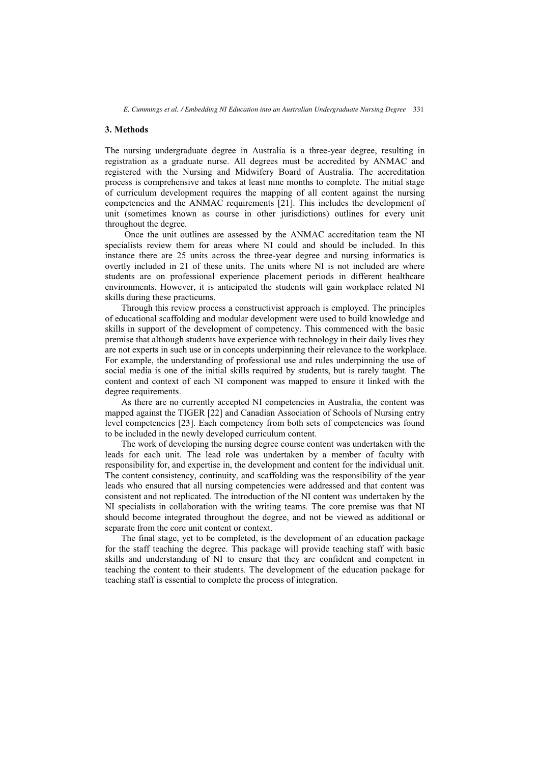## 3. Methods

The nursing undergraduate degree in Australia is a three-year degree, resulting in registration as a graduate nurse. All degrees must be accredited by ANMAC and registered with the Nursing and Midwifery Board of Australia. The accreditation process is comprehensive and takes at least nine months to complete. The initial stage of curriculum development requires the mapping of all content against the nursing competencies and the ANMAC requirements [21]. This includes the development of unit (sometimes known as course in other jurisdictions) outlines for every unit throughout the degree.

Once the unit outlines are assessed by the ANMAC accreditation team the NI specialists review them for areas where NI could and should be included. In this instance there are 25 units across the three-year degree and nursing informatics is overtly included in 21 of these units. The units where NI is not included are where students are on professional experience placement periods in different healthcare environments. However, it is anticipated the students will gain workplace related NI skills during these practicums.

Through this review process a constructivist approach is employed. The principles of educational scaffolding and modular development were used to build knowledge and skills in support of the development of competency. This commenced with the basic premise that although students have experience with technology in their daily lives they are not experts in such use or in concepts underpinning their relevance to the workplace. For example, the understanding of professional use and rules underpinning the use of social media is one of the initial skills required by students, but is rarely taught. The content and context of each NI component was mapped to ensure it linked with the degree requirements.

As there are no currently accepted NI competencies in Australia, the content was mapped against the TIGER [22] and Canadian Association of Schools of Nursing entry level competencies [23]. Each competency from both sets of competencies was found to be included in the newly developed curriculum content.

The work of developing the nursing degree course content was undertaken with the leads for each unit. The lead role was undertaken by a member of faculty with responsibility for, and expertise in, the development and content for the individual unit. The content consistency, continuity, and scaffolding was the responsibility of the year leads who ensured that all nursing competencies were addressed and that content was consistent and not replicated. The introduction of the NI content was undertaken by the NI specialists in collaboration with the writing teams. The core premise was that NI should become integrated throughout the degree, and not be viewed as additional or separate from the core unit content or context.

The final stage, yet to be completed, is the development of an education package for the staff teaching the degree. This package will provide teaching staff with basic skills and understanding of NI to ensure that they are confident and competent in teaching the content to their students. The development of the education package for teaching staff is essential to complete the process of integration.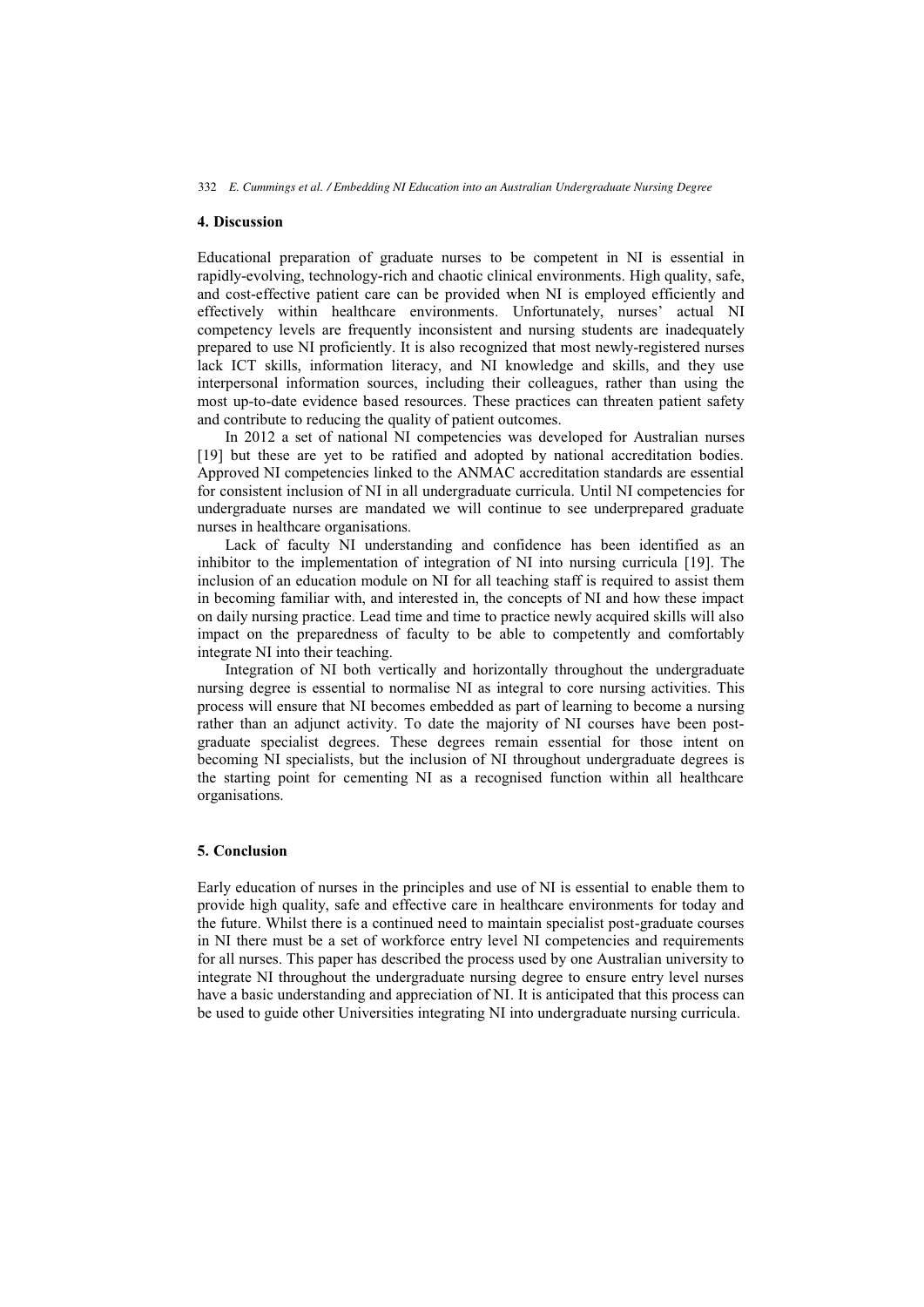## 4. Discussion

Educational preparation of graduate nurses to be competent in NI is essential in rapidly-evolving, technology-rich and chaotic clinical environments. High quality, safe, and cost-effective patient care can be provided when NI is employed efficiently and effectively within healthcare environments. Unfortunately, nurses' actual NI competency levels are frequently inconsistent and nursing students are inadequately prepared to use NI proficiently. It is also recognized that most newly-registered nurses lack ICT skills, information literacy, and NI knowledge and skills, and they use interpersonal information sources, including their colleagues, rather than using the most up-to-date evidence based resources. These practices can threaten patient safety and contribute to reducing the quality of patient outcomes.

In 2012 a set of national NI competencies was developed for Australian nurses [19] but these are yet to be ratified and adopted by national accreditation bodies. Approved NI competencies linked to the ANMAC accreditation standards are essential for consistent inclusion of NI in all undergraduate curricula. Until NI competencies for undergraduate nurses are mandated we will continue to see underprepared graduate nurses in healthcare organisations.

Lack of faculty NI understanding and confidence has been identified as an inhibitor to the implementation of integration of NI into nursing curricula [19]. The inclusion of an education module on NI for all teaching staff is required to assist them in becoming familiar with, and interested in, the concepts of NI and how these impact on daily nursing practice. Lead time and time to practice newly acquired skills will also impact on the preparedness of faculty to be able to competently and comfortably integrate NI into their teaching.

Integration of NI both vertically and horizontally throughout the undergraduate nursing degree is essential to normalise NI as integral to core nursing activities. This process will ensure that NI becomes embedded as part of learning to become a nursing rather than an adjunct activity. To date the majority of NI courses have been post-graduate specialist degrees. These degrees remain essential for those intent on becoming NI specialists, but the inclusion of NI throughout undergraduate degrees is the starting point for cementing NI as a recognised function within all healthcare organisations.

## 5. Conclusion

Early education of nurses in the principles and use of NI is essential to enable them to provide high quality, safe and effective care in healthcare environments for today and the future. Whilst there is a continued need to maintain specialist post-graduate courses in NI there must be a set of workforce entry level NI competencies and requirements for all nurses. This paper has described the process used by one Australian university to integrate NI throughout the undergraduate nursing degree to ensure entry level nurses have a basic understanding and appreciation of NI. It is anticipated that this process can be used to guide other Universities integrating NI into undergraduate nursing curricula.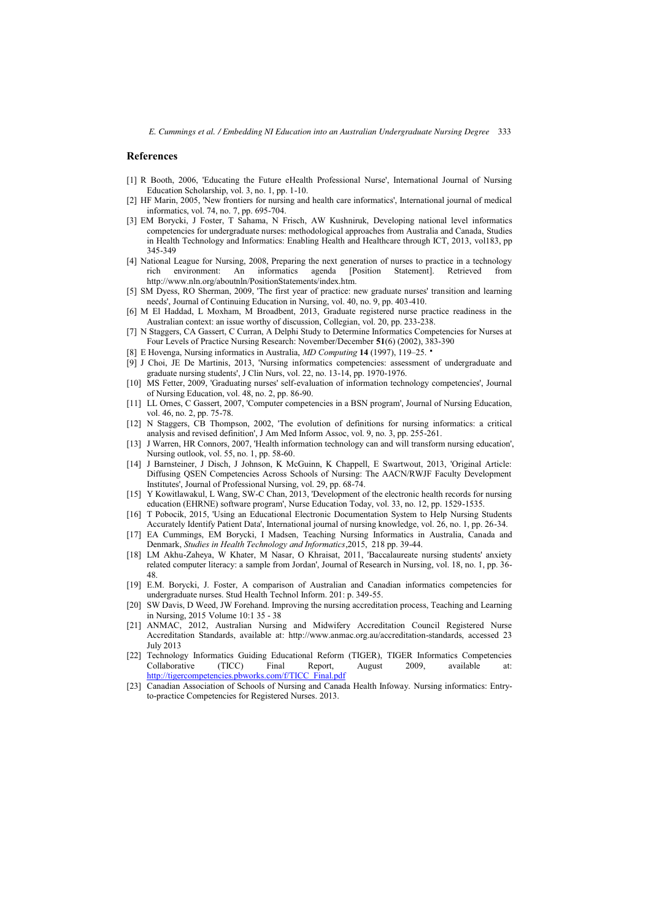## References

[1] R Booth, 2006, 'Educating the Future eHealth Professional Nurse', International Journal of Nursing Education Scholarship, vol. 3, no. 1, pp. 1-10.

[2] HF Marin, 2005, 'New frontiers for nursing and health care informatics', International journal of medical informatics, vol. 74, no. 7, pp. 695-704.

[3] EM Borycki, J Foster, T Sahama, N Frisch, AW Kushniruk, Developing national level informatics competencies for undergraduate nurses: methodological approaches from Australia and Canada, Studies in Health Technology and Informatics: Enabling Health and Healthcare through ICT, 2013, vol183, pp 345-349

[4] National League for Nursing, 2008, Preparing the next generation of nurses to practice in a technology rich environment: An informatics agenda [Position Statement]. Retrieved from http://www.nln.org/aboutnln/PositionStatements/index.htm.

[5] SM Dyess, RO Sherman, 2009, 'The first year of practice: new graduate nurses' transition and learning needs', Journal of Continuing Education in Nursing, vol. 40, no. 9, pp. 403-410.

[6] M El Haddad, L Moxham, M Broadbent, 2013, Graduate registered nurse practice readiness in the Australian context: an issue worthy of discussion, Collegian, vol. 20, pp. 233-238.

[7] N Staggers, CA Gassert, C Curran, A Delphi Study to Determine Informatics Competencies for Nurses at Four Levels of Practice Nursing Research: November/December **51**(6) (2002), 383-390

[8] E Hovenga, Nursing informatics in Australia, *MD Computing* **14** (1997), 119–25.

[9] J Choi, JE De Martinis, 2013, 'Nursing informatics competencies: assessment of undergraduate and graduate nursing students', J Clin Nurs, vol. 22, no. 13-14, pp. 1970-1976.

[10] MS Fetter, 2009, 'Graduating nurses' self-evaluation of information technology competencies', Journal of Nursing Education, vol. 48, no. 2, pp. 86-90.

[11] LL Ornes, C Gassert, 2007, 'Computer competencies in a BSN program', Journal of Nursing Education, vol. 46, no. 2, pp. 75-78.

[12] N Staggers, CB Thompson, 2002, 'The evolution of definitions for nursing informatics: a critical analysis and revised definition', J Am Med Inform Assoc, vol. 9, no. 3, pp. 255-261.

[13] J Warren, HR Connors, 2007, 'Health information technology can and will transform nursing education', Nursing outlook, vol. 55, no. 1, pp. 58-60.

[14] J Barnsteiner, J Disch, J Johnson, K McGuinn, K Chappell, E Swartwout, 2013, 'Original Article: Diffusing QSEN Competencies Across Schools of Nursing: The AACN/RWJF Faculty Development Institutes', Journal of Professional Nursing, vol. 29, pp. 68-74.

[15] Y Kowitlawakul, L Wang, SW-C Chan, 2013, 'Development of the electronic health records for nursing education (EHRNE) software program', Nurse Education Today, vol. 33, no. 12, pp. 1529-1535.

[16] T Pobocik, 2015, 'Using an Educational Electronic Documentation System to Help Nursing Students Accurately Identify Patient Data', International journal of nursing knowledge, vol. 26, no. 1, pp. 26-34.

[17] EA Cummings, EM Borycki, I Madsen, Teaching Nursing Informatics in Australia, Canada and Denmark, *Studies in Health Technology and Informatics*,2015, 218 pp. 39-44.

[18] LM Akhu-Zaheya, W Khater, M Nasar, O Khraisat, 2011, 'Baccalaureate nursing students' anxiety related computer literacy: a sample from Jordan', Journal of Research in Nursing, vol. 18, no. 1, pp. 36-48.

[19] E.M. Borycki, J. Foster, A comparison of Australian and Canadian informatics competencies for undergraduate nurses. Stud Health Technol Inform. 201: p. 349-55.

[20] SW Davis, D Weed, JW Forehand. Improving the nursing accreditation process, Teaching and Learning in Nursing, 2015 Volume 10:1 35 - 38

[21] ANMAC, 2012, Australian Nursing and Midwifery Accreditation Council Registered Nurse Accreditation Standards, available at: http://www.anmac.org.au/accreditation-standards, accessed 23 July 2013

[22] Technology Informatics Guiding Educational Reform (TIGER), TIGER Informatics Competencies Collaborative (TICC) Final Report, August 2009, available at: http://tigercompetencies.pbworks.com/f/TICC_Final.pdf

[23] Canadian Association of Schools of Nursing and Canada Health Infoway. Nursing informatics: Entry-to-practice Competencies for Registered Nurses. 2013.